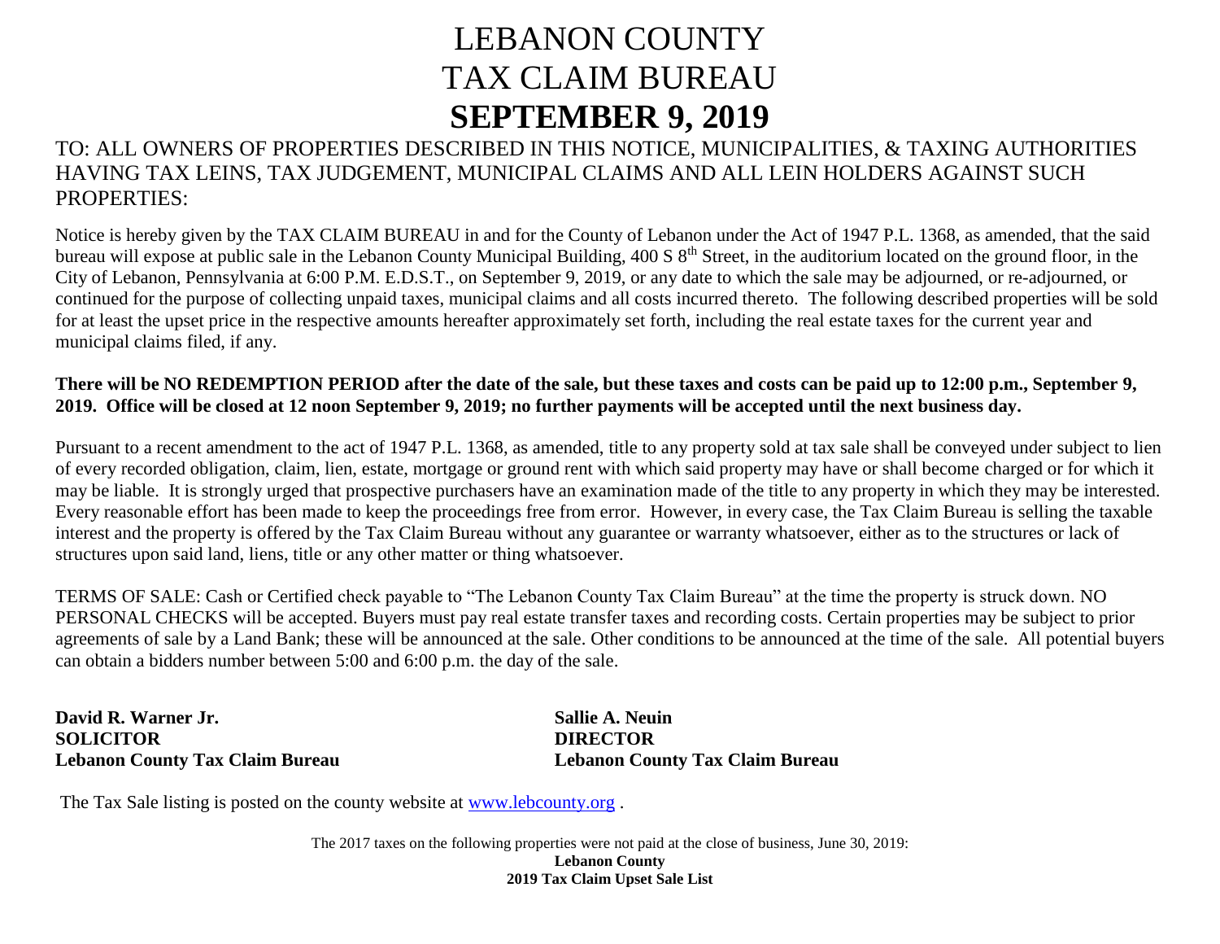# LEBANON COUNTY
# TAX CLAIM BUREAU
# SEPTEMBER 9, 2019

TO: ALL OWNERS OF PROPERTIES DESCRIBED IN THIS NOTICE, MUNICIPALITIES, & TAXING AUTHORITIES HAVING TAX LEINS, TAX JUDGEMENT, MUNICIPAL CLAIMS AND ALL LEIN HOLDERS AGAINST SUCH PROPERTIES:

Notice is hereby given by the TAX CLAIM BUREAU in and for the County of Lebanon under the Act of 1947 P.L. 1368, as amended, that the said bureau will expose at public sale in the Lebanon County Municipal Building, 400 S 8th Street, in the auditorium located on the ground floor, in the City of Lebanon, Pennsylvania at 6:00 P.M. E.D.S.T., on September 9, 2019, or any date to which the sale may be adjourned, or re-adjourned, or continued for the purpose of collecting unpaid taxes, municipal claims and all costs incurred thereto. The following described properties will be sold for at least the upset price in the respective amounts hereafter approximately set forth, including the real estate taxes for the current year and municipal claims filed, if any.

**There will be NO REDEMPTION PERIOD after the date of the sale, but these taxes and costs can be paid up to 12:00 p.m., September 9, 2019. Office will be closed at 12 noon September 9, 2019; no further payments will be accepted until the next business day.**

Pursuant to a recent amendment to the act of 1947 P.L. 1368, as amended, title to any property sold at tax sale shall be conveyed under subject to lien of every recorded obligation, claim, lien, estate, mortgage or ground rent with which said property may have or shall become charged or for which it may be liable. It is strongly urged that prospective purchasers have an examination made of the title to any property in which they may be interested. Every reasonable effort has been made to keep the proceedings free from error. However, in every case, the Tax Claim Bureau is selling the taxable interest and the property is offered by the Tax Claim Bureau without any guarantee or warranty whatsoever, either as to the structures or lack of structures upon said land, liens, title or any other matter or thing whatsoever.

TERMS OF SALE: Cash or Certified check payable to "The Lebanon County Tax Claim Bureau" at the time the property is struck down. NO PERSONAL CHECKS will be accepted. Buyers must pay real estate transfer taxes and recording costs. Certain properties may be subject to prior agreements of sale by a Land Bank; these will be announced at the sale. Other conditions to be announced at the time of the sale. All potential buyers can obtain a bidders number between 5:00 and 6:00 p.m. the day of the sale.

**David R. Warner Jr.**
**SOLICITOR**
**Lebanon County Tax Claim Bureau**

**Sallie A. Neuin**
**DIRECTOR**
**Lebanon County Tax Claim Bureau**

The Tax Sale listing is posted on the county website at www.lebcounty.org .

The 2017 taxes on the following properties were not paid at the close of business, June 30, 2019:

**Lebanon County**
**2019 Tax Claim Upset Sale List**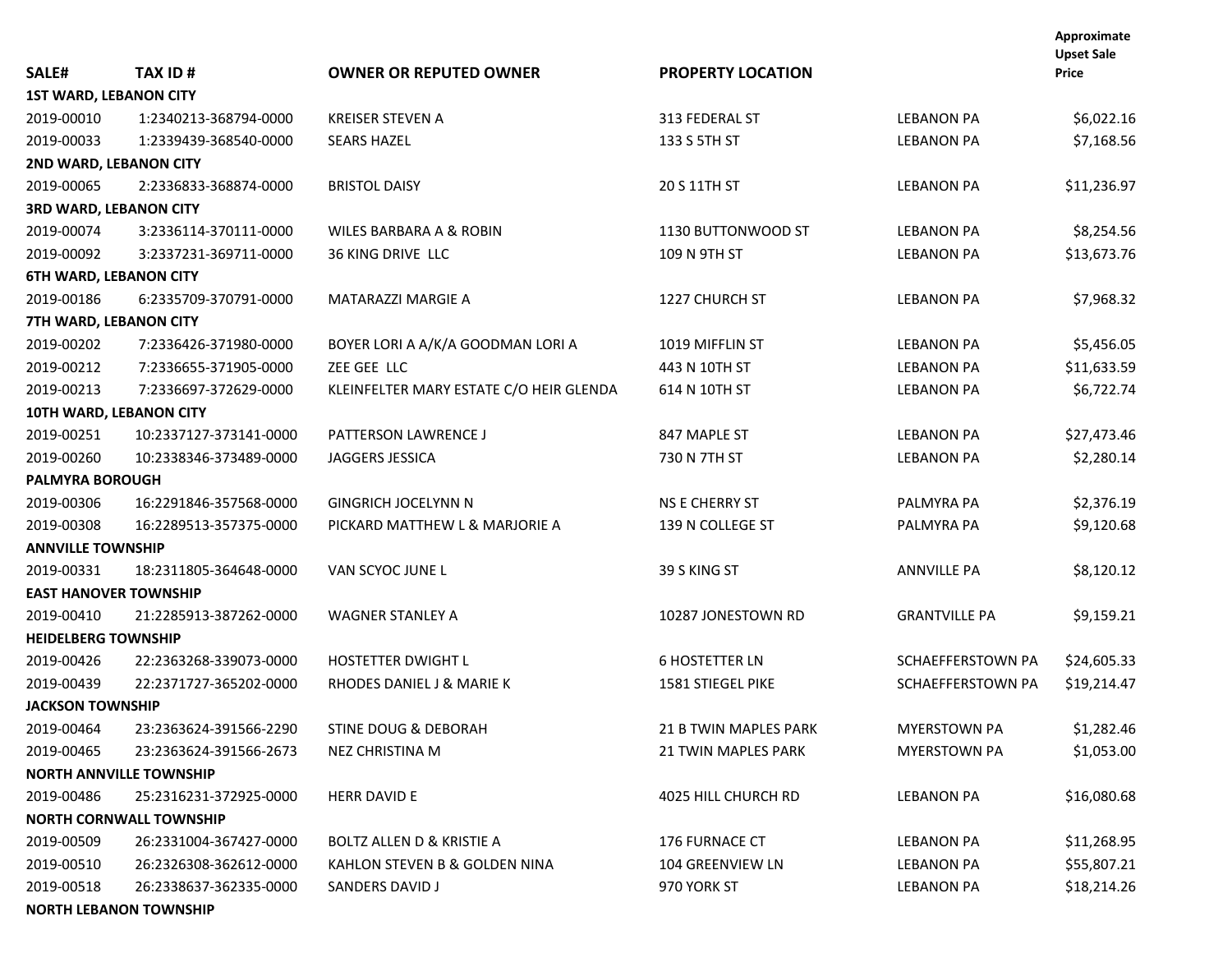| SALE# | TAX ID # | OWNER OR REPUTED OWNER | PROPERTY LOCATION | | Approximate Upset Sale Price |
|---|---|---|---|---|---|
| **1ST WARD, LEBANON CITY** | | | | | |
| 2019-00010 | 1:2340213-368794-0000 | KREISER STEVEN A | 313 FEDERAL ST | LEBANON PA | $6,022.16 |
| 2019-00033 | 1:2339439-368540-0000 | SEARS HAZEL | 133 S 5TH ST | LEBANON PA | $7,168.56 |
| **2ND WARD, LEBANON CITY** | | | | | |
| 2019-00065 | 2:2336833-368874-0000 | BRISTOL DAISY | 20 S 11TH ST | LEBANON PA | $11,236.97 |
| **3RD WARD, LEBANON CITY** | | | | | |
| 2019-00074 | 3:2336114-370111-0000 | WILES BARBARA A & ROBIN | 1130 BUTTONWOOD ST | LEBANON PA | $8,254.56 |
| 2019-00092 | 3:2337231-369711-0000 | 36 KING DRIVE LLC | 109 N 9TH ST | LEBANON PA | $13,673.76 |
| **6TH WARD, LEBANON CITY** | | | | | |
| 2019-00186 | 6:2335709-370791-0000 | MATARAZZI MARGIE A | 1227 CHURCH ST | LEBANON PA | $7,968.32 |
| **7TH WARD, LEBANON CITY** | | | | | |
| 2019-00202 | 7:2336426-371980-0000 | BOYER LORI A A/K/A GOODMAN LORI A | 1019 MIFFLIN ST | LEBANON PA | $5,456.05 |
| 2019-00212 | 7:2336655-371905-0000 | ZEE GEE LLC | 443 N 10TH ST | LEBANON PA | $11,633.59 |
| 2019-00213 | 7:2336697-372629-0000 | KLEINFELTER MARY ESTATE C/O HEIR GLENDA | 614 N 10TH ST | LEBANON PA | $6,722.74 |
| **10TH WARD, LEBANON CITY** | | | | | |
| 2019-00251 | 10:2337127-373141-0000 | PATTERSON LAWRENCE J | 847 MAPLE ST | LEBANON PA | $27,473.46 |
| 2019-00260 | 10:2338346-373489-0000 | JAGGERS JESSICA | 730 N 7TH ST | LEBANON PA | $2,280.14 |
| **PALMYRA BOROUGH** | | | | | |
| 2019-00306 | 16:2291846-357568-0000 | GINGRICH JOCELYNN N | NS E CHERRY ST | PALMYRA PA | $2,376.19 |
| 2019-00308 | 16:2289513-357375-0000 | PICKARD MATTHEW L & MARJORIE A | 139 N COLLEGE ST | PALMYRA PA | $9,120.68 |
| **ANNVILLE TOWNSHIP** | | | | | |
| 2019-00331 | 18:2311805-364648-0000 | VAN SCYOC JUNE L | 39 S KING ST | ANNVILLE PA | $8,120.12 |
| **EAST HANOVER TOWNSHIP** | | | | | |
| 2019-00410 | 21:2285913-387262-0000 | WAGNER STANLEY A | 10287 JONESTOWN RD | GRANTVILLE PA | $9,159.21 |
| **HEIDELBERG TOWNSHIP** | | | | | |
| 2019-00426 | 22:2363268-339073-0000 | HOSTETTER DWIGHT L | 6 HOSTETTER LN | SCHAEFFERSTOWN PA | $24,605.33 |
| 2019-00439 | 22:2371727-365202-0000 | RHODES DANIEL J & MARIE K | 1581 STIEGEL PIKE | SCHAEFFERSTOWN PA | $19,214.47 |
| **JACKSON TOWNSHIP** | | | | | |
| 2019-00464 | 23:2363624-391566-2290 | STINE DOUG & DEBORAH | 21 B TWIN MAPLES PARK | MYERSTOWN PA | $1,282.46 |
| 2019-00465 | 23:2363624-391566-2673 | NEZ CHRISTINA M | 21 TWIN MAPLES PARK | MYERSTOWN PA | $1,053.00 |
| **NORTH ANNVILLE TOWNSHIP** | | | | | |
| 2019-00486 | 25:2316231-372925-0000 | HERR DAVID E | 4025 HILL CHURCH RD | LEBANON PA | $16,080.68 |
| **NORTH CORNWALL TOWNSHIP** | | | | | |
| 2019-00509 | 26:2331004-367427-0000 | BOLTZ ALLEN D & KRISTIE A | 176 FURNACE CT | LEBANON PA | $11,268.95 |
| 2019-00510 | 26:2326308-362612-0000 | KAHLON STEVEN B & GOLDEN NINA | 104 GREENVIEW LN | LEBANON PA | $55,807.21 |
| 2019-00518 | 26:2338637-362335-0000 | SANDERS DAVID J | 970 YORK ST | LEBANON PA | $18,214.26 |
| **NORTH LEBANON TOWNSHIP** | | | | | |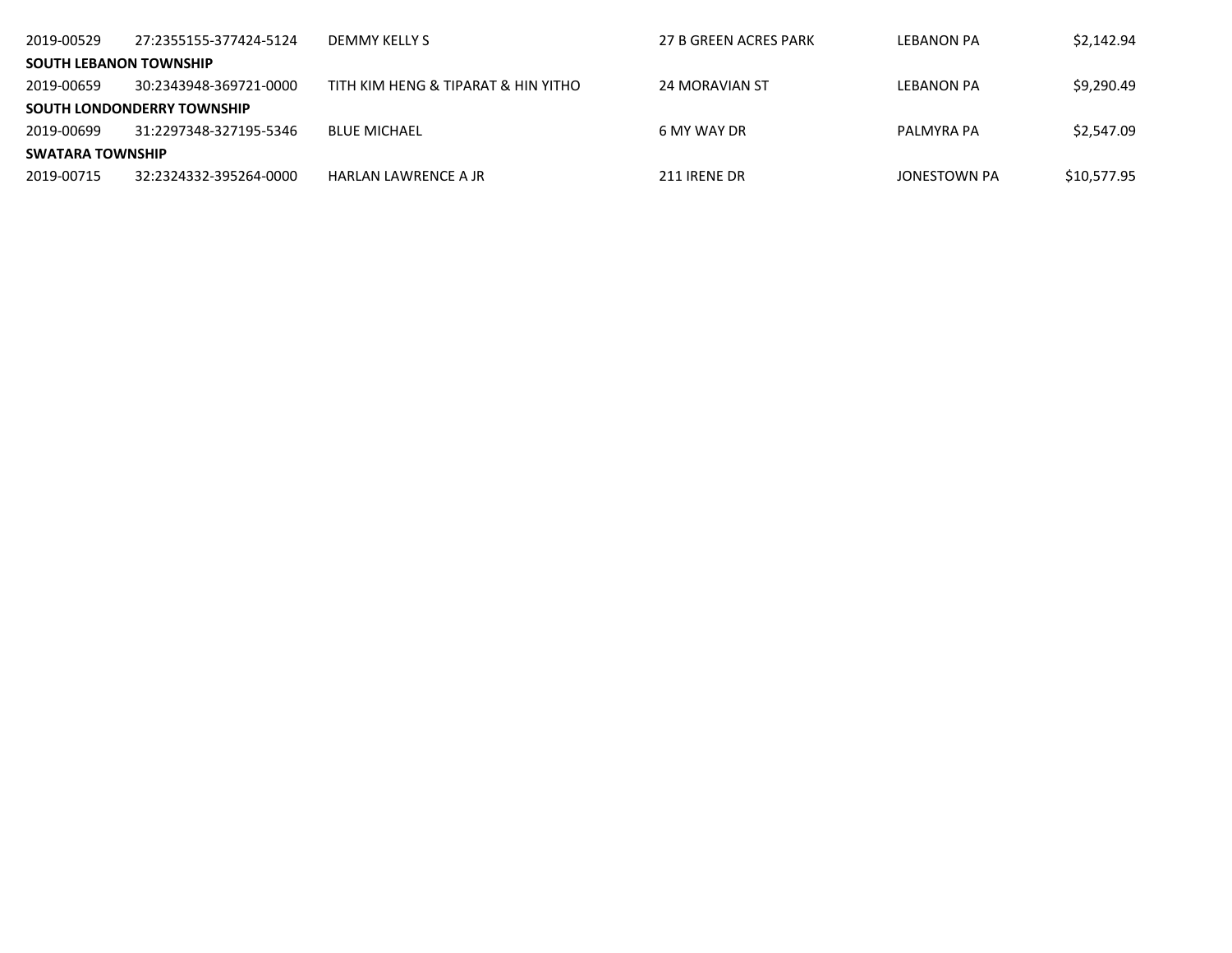| | | | | | |
|---|---|---|---|---|---|
| 2019-00529 | 27:2355155-377424-5124 | DEMMY KELLY S | 27 B GREEN ACRES PARK | LEBANON PA | $2,142.94 |
| **SOUTH LEBANON TOWNSHIP** | | | | | |
| 2019-00659 | 30:2343948-369721-0000 | TITH KIM HENG & TIPARAT & HIN YITHO | 24 MORAVIAN ST | LEBANON PA | $9,290.49 |
| **SOUTH LONDONDERRY TOWNSHIP** | | | | | |
| 2019-00699 | 31:2297348-327195-5346 | BLUE MICHAEL | 6 MY WAY DR | PALMYRA PA | $2,547.09 |
| **SWATARA TOWNSHIP** | | | | | |
| 2019-00715 | 32:2324332-395264-0000 | HARLAN LAWRENCE A JR | 211 IRENE DR | JONESTOWN PA | $10,577.95 |